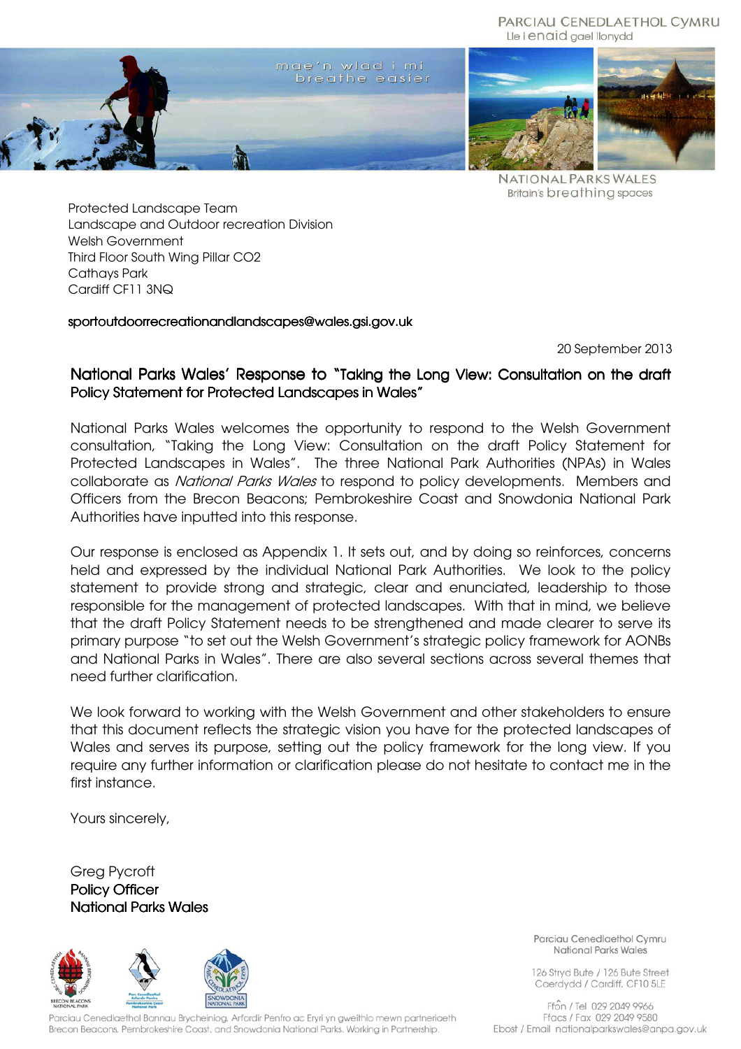PARCIAU CENEDLAETHOL CYMRU
Lle i enaid gael llonydd

mae'n wlad i mi
breathe easier

NATIONAL PARKS WALES
Britain's breathing spaces

Protected Landscape Team
Landscape and Outdoor recreation Division
Welsh Government
Third Floor South Wing Pillar CO2
Cathays Park
Cardiff CF11 3NQ

sportoutdoorrecreationandlandscapes@wales.gsi.gov.uk

20 September 2013

## National Parks Wales' Response to "Taking the Long View: Consultation on the draft Policy Statement for Protected Landscapes in Wales"

National Parks Wales welcomes the opportunity to respond to the Welsh Government consultation, "Taking the Long View: Consultation on the draft Policy Statement for Protected Landscapes in Wales". The three National Park Authorities (NPAs) in Wales collaborate as *National Parks Wales* to respond to policy developments. Members and Officers from the Brecon Beacons; Pembrokeshire Coast and Snowdonia National Park Authorities have inputted into this response.

Our response is enclosed as Appendix 1. It sets out, and by doing so reinforces, concerns held and expressed by the individual National Park Authorities. We look to the policy statement to provide strong and strategic, clear and enunciated, leadership to those responsible for the management of protected landscapes. With that in mind, we believe that the draft Policy Statement needs to be strengthened and made clearer to serve its primary purpose "to set out the Welsh Government's strategic policy framework for AONBs and National Parks in Wales". There are also several sections across several themes that need further clarification.

We look forward to working with the Welsh Government and other stakeholders to ensure that this document reflects the strategic vision you have for the protected landscapes of Wales and serves its purpose, setting out the policy framework for the long view. If you require any further information or clarification please do not hesitate to contact me in the first instance.

Yours sincerely,

Greg Pycroft
**Policy Officer**
**National Parks Wales**

Parciau Cenedlaethol Bannau Brycheiniog, Arfordir Penfro ac Eryri yn gweithio mewn partneriaeth
Brecon Beacons, Pembrokeshire Coast, and Snowdonia National Parks. Working in Partnership.

Parciau Cenedlaethol Cymru
National Parks Wales

126 Stryd Bute / 126 Bute Street
Caerdydd / Cardiff, CF10 5LE

Ffôn / Tel 029 2049 9966
Ffacs / Fax 029 2049 9580
Ebost / Email nationalparkswales@anpa.gov.uk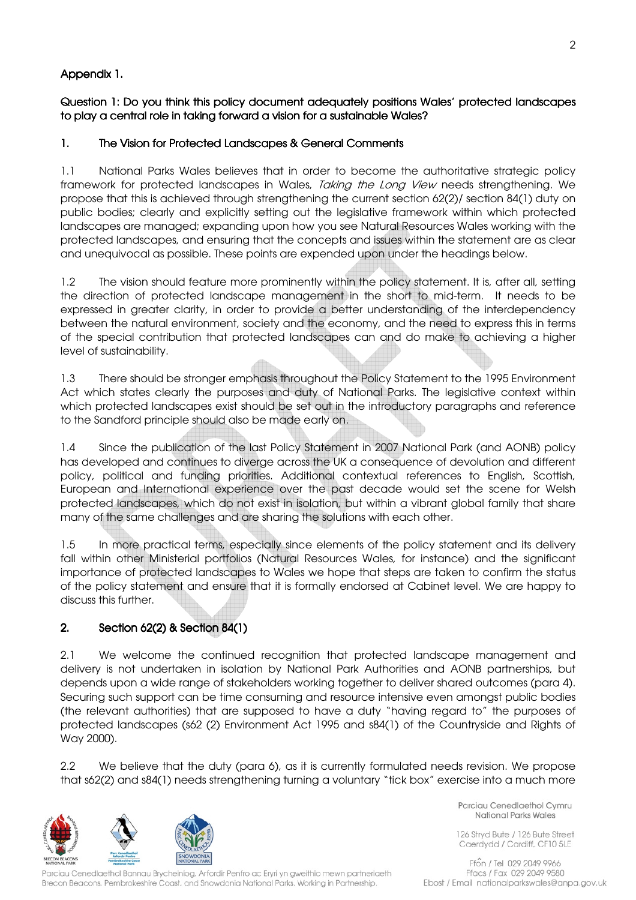## Appendix 1.

**Question 1: Do you think this policy document adequately positions Wales' protected landscapes to play a central role in taking forward a vision for a sustainable Wales?**

### 1. The Vision for Protected Landscapes & General Comments

1.1 National Parks Wales believes that in order to become the authoritative strategic policy framework for protected landscapes in Wales, *Taking the Long View* needs strengthening. We propose that this is achieved through strengthening the current section 62(2)/ section 84(1) duty on public bodies; clearly and explicitly setting out the legislative framework within which protected landscapes are managed; expanding upon how you see Natural Resources Wales working with the protected landscapes, and ensuring that the concepts and issues within the statement are as clear and unequivocal as possible. These points are expended upon under the headings below.

1.2 The vision should feature more prominently within the policy statement. It is, after all, setting the direction of protected landscape management in the short to mid-term. It needs to be expressed in greater clarity, in order to provide a better understanding of the interdependency between the natural environment, society and the economy, and the need to express this in terms of the special contribution that protected landscapes can and do make to achieving a higher level of sustainability.

1.3 There should be stronger emphasis throughout the Policy Statement to the 1995 Environment Act which states clearly the purposes and duty of National Parks. The legislative context within which protected landscapes exist should be set out in the introductory paragraphs and reference to the Sandford principle should also be made early on.

1.4 Since the publication of the last Policy Statement in 2007 National Park (and AONB) policy has developed and continues to diverge across the UK a consequence of devolution and different policy, political and funding priorities. Additional contextual references to English, Scottish, European and International experience over the past decade would set the scene for Welsh protected landscapes, which do not exist in isolation, but within a vibrant global family that share many of the same challenges and are sharing the solutions with each other.

1.5 In more practical terms, especially since elements of the policy statement and its delivery fall within other Ministerial portfolios (Natural Resources Wales, for instance) and the significant importance of protected landscapes to Wales we hope that steps are taken to confirm the status of the policy statement and ensure that it is formally endorsed at Cabinet level. We are happy to discuss this further.

### 2. Section 62(2) & Section 84(1)

2.1 We welcome the continued recognition that protected landscape management and delivery is not undertaken in isolation by National Park Authorities and AONB partnerships, but depends upon a wide range of stakeholders working together to deliver shared outcomes (para 4). Securing such support can be time consuming and resource intensive even amongst public bodies (the relevant authorities) that are supposed to have a duty "having regard to" the purposes of protected landscapes (s62 (2) Environment Act 1995 and s84(1) of the Countryside and Rights of Way 2000).

2.2 We believe that the duty (para 6), as it is currently formulated needs revision. We propose that s62(2) and s84(1) needs strengthening turning a voluntary "tick box" exercise into a much more

Parciau Cenedlaethol Cymru
National Parks Wales

126 Stryd Bute / 126 Bute Street
Caerdydd / Cardiff, CF10 5LE

Ffôn / Tel 029 2049 9966
Ffacs / Fax 029 2049 9580
Ebost / Email nationalparkswales@anpa.gov.uk

Parciau Cenedlaethol Bannau Brycheiniog, Arfordir Penfro ac Eryri yn gweithio mewn partneriaeth
Brecon Beacons, Pembrokeshire Coast, and Snowdonia National Parks. Working in Partnership.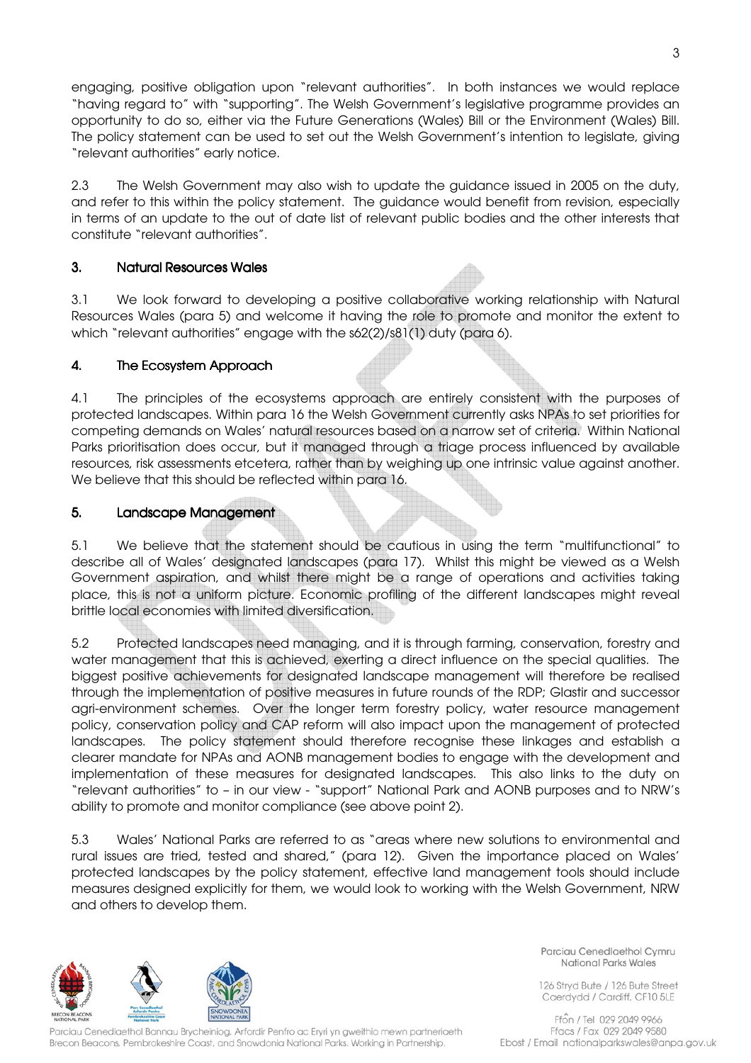engaging, positive obligation upon "relevant authorities". In both instances we would replace "having regard to" with "supporting". The Welsh Government's legislative programme provides an opportunity to do so, either via the Future Generations (Wales) Bill or the Environment (Wales) Bill. The policy statement can be used to set out the Welsh Government's intention to legislate, giving "relevant authorities" early notice.

2.3 The Welsh Government may also wish to update the guidance issued in 2005 on the duty, and refer to this within the policy statement. The guidance would benefit from revision, especially in terms of an update to the out of date list of relevant public bodies and the other interests that constitute "relevant authorities".

## 3. Natural Resources Wales

3.1 We look forward to developing a positive collaborative working relationship with Natural Resources Wales (para 5) and welcome it having the role to promote and monitor the extent to which "relevant authorities" engage with the s62(2)/s81(1) duty (para 6).

## 4. The Ecosystem Approach

4.1 The principles of the ecosystems approach are entirely consistent with the purposes of protected landscapes. Within para 16 the Welsh Government currently asks NPAs to set priorities for competing demands on Wales' natural resources based on a narrow set of criteria. Within National Parks prioritisation does occur, but it managed through a triage process influenced by available resources, risk assessments etcetera, rather than by weighing up one intrinsic value against another. We believe that this should be reflected within para 16.

## 5. Landscape Management

5.1 We believe that the statement should be cautious in using the term "multifunctional" to describe all of Wales' designated landscapes (para 17). Whilst this might be viewed as a Welsh Government aspiration, and whilst there might be a range of operations and activities taking place, this is not a uniform picture. Economic profiling of the different landscapes might reveal brittle local economies with limited diversification.

5.2 Protected landscapes need managing, and it is through farming, conservation, forestry and water management that this is achieved, exerting a direct influence on the special qualities. The biggest positive achievements for designated landscape management will therefore be realised through the implementation of positive measures in future rounds of the RDP; Glastir and successor agri-environment schemes. Over the longer term forestry policy, water resource management policy, conservation policy and CAP reform will also impact upon the management of protected landscapes. The policy statement should therefore recognise these linkages and establish a clearer mandate for NPAs and AONB management bodies to engage with the development and implementation of these measures for designated landscapes. This also links to the duty on "relevant authorities" to – in our view - "support" National Park and AONB purposes and to NRW's ability to promote and monitor compliance (see above point 2).

5.3 Wales' National Parks are referred to as "areas where new solutions to environmental and rural issues are tried, tested and shared," (para 12). Given the importance placed on Wales' protected landscapes by the policy statement, effective land management tools should include measures designed explicitly for them, we would look to working with the Welsh Government, NRW and others to develop them.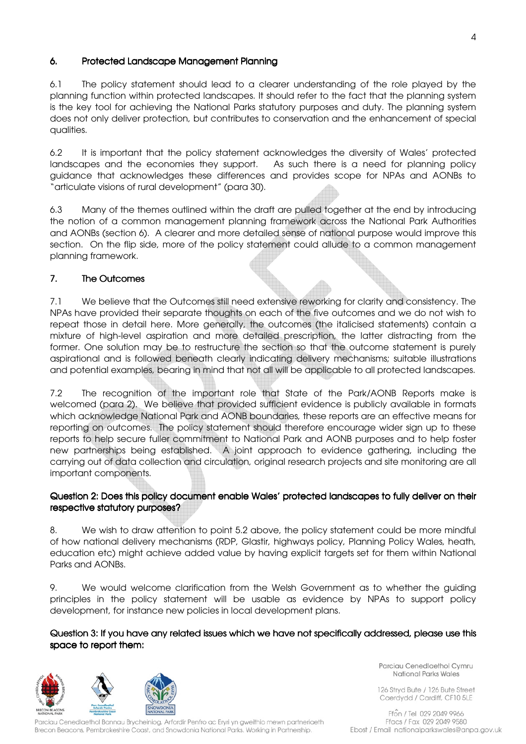## 6. Protected Landscape Management Planning

6.1 The policy statement should lead to a clearer understanding of the role played by the planning function within protected landscapes. It should refer to the fact that the planning system is the key tool for achieving the National Parks statutory purposes and duty. The planning system does not only deliver protection, but contributes to conservation and the enhancement of special qualities.

6.2 It is important that the policy statement acknowledges the diversity of Wales' protected landscapes and the economies they support. As such there is a need for planning policy guidance that acknowledges these differences and provides scope for NPAs and AONBs to "articulate visions of rural development" (para 30).

6.3 Many of the themes outlined within the draft are pulled together at the end by introducing the notion of a common management planning framework across the National Park Authorities and AONBs (section 6). A clearer and more detailed sense of national purpose would improve this section. On the flip side, more of the policy statement could allude to a common management planning framework.

## 7. The Outcomes

7.1 We believe that the Outcomes still need extensive reworking for clarity and consistency. The NPAs have provided their separate thoughts on each of the five outcomes and we do not wish to repeat those in detail here. More generally, the outcomes (the italicised statements) contain a mixture of high-level aspiration and more detailed prescription, the latter distracting from the former. One solution may be to restructure the section so that the outcome statement is purely aspirational and is followed beneath clearly indicating delivery mechanisms; suitable illustrations and potential examples, bearing in mind that not all will be applicable to all protected landscapes.

7.2 The recognition of the important role that State of the Park/AONB Reports make is welcomed (para 2). We believe that provided sufficient evidence is publicly available in formats which acknowledge National Park and AONB boundaries, these reports are an effective means for reporting on outcomes. The policy statement should therefore encourage wider sign up to these reports to help secure fuller commitment to National Park and AONB purposes and to help foster new partnerships being established. A joint approach to evidence gathering, including the carrying out of data collection and circulation, original research projects and site monitoring are all important components.

### Question 2: Does this policy document enable Wales' protected landscapes to fully deliver on their respective statutory purposes?

8. We wish to draw attention to point 5.2 above, the policy statement could be more mindful of how national delivery mechanisms (RDP, Glastir, highways policy, Planning Policy Wales, heath, education etc) might achieve added value by having explicit targets set for them within National Parks and AONBs.

9. We would welcome clarification from the Welsh Government as to whether the guiding principles in the policy statement will be usable as evidence by NPAs to support policy development, for instance new policies in local development plans.

### Question 3: If you have any related issues which we have not specifically addressed, please use this space to report them: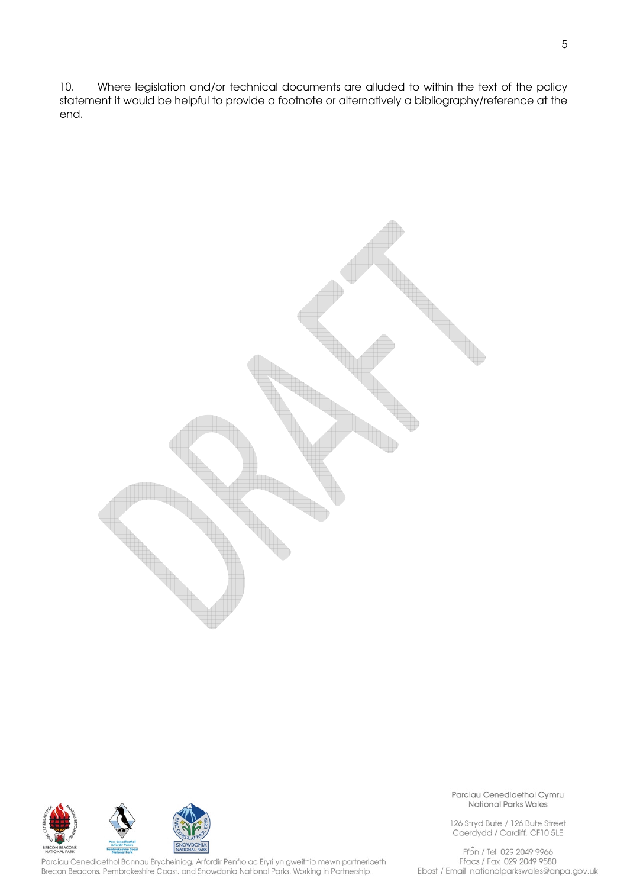10. Where legislation and/or technical documents are alluded to within the text of the policy statement it would be helpful to provide a footnote or alternatively a bibliography/reference at the end.